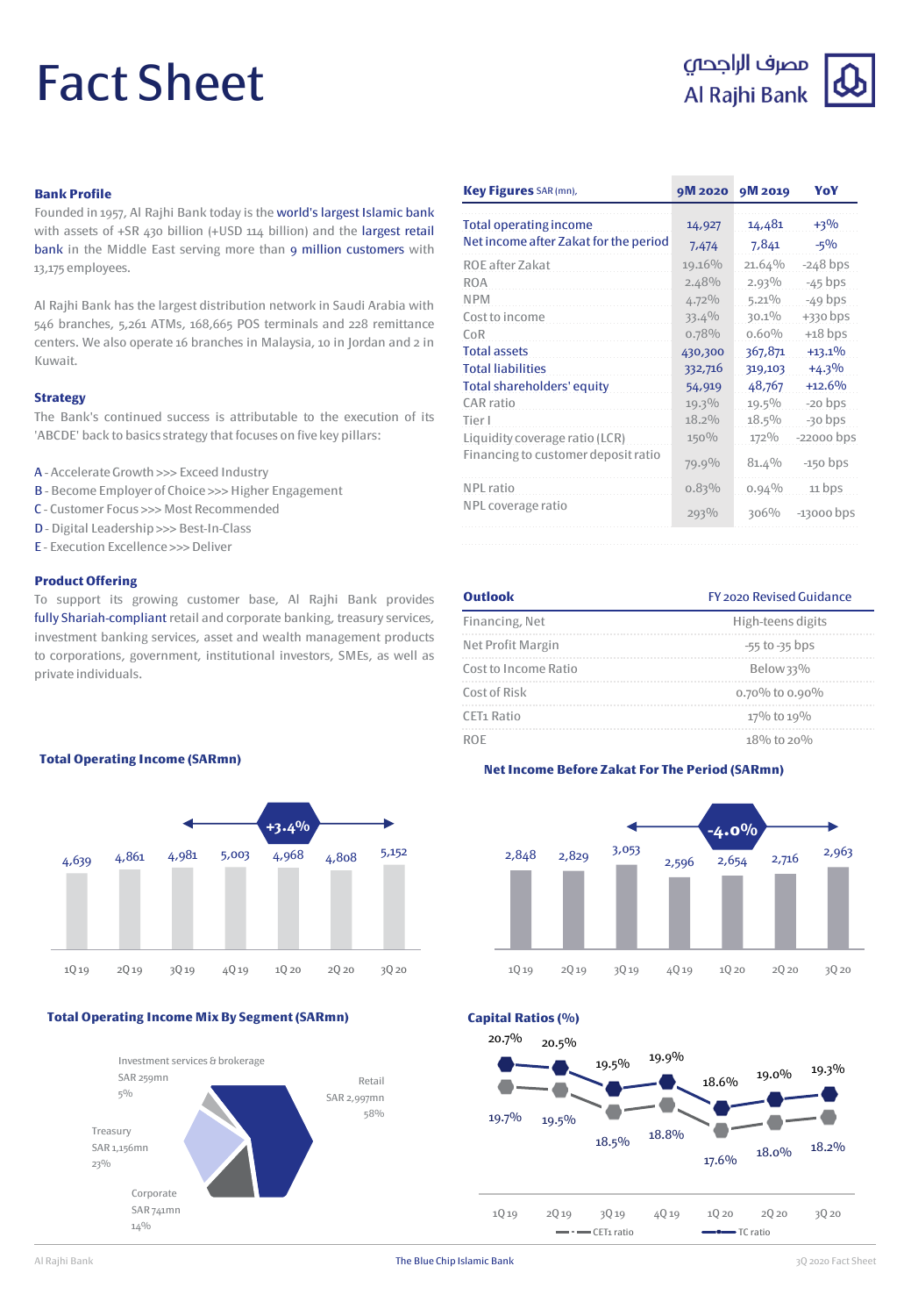# Fact Sheet

مصرف الراجحي
Al Rajhi Bank

## Bank Profile

Founded in 1957, Al Rajhi Bank today is the world's largest Islamic bank with assets of +SR 430 billion (+USD 114 billion) and the largest retail bank in the Middle East serving more than 9 million customers with 13,175 employees.

Al Rajhi Bank has the largest distribution network in Saudi Arabia with 546 branches, 5,261 ATMs, 168,665 POS terminals and 228 remittance centers. We also operate 16 branches in Malaysia, 10 in Jordan and 2 in Kuwait.

## Strategy

The Bank's continued success is attributable to the execution of its 'ABCDE' back to basics strategy that focuses on five key pillars:

- A - Accelerate Growth >>> Exceed Industry
- B - Become Employer of Choice >>> Higher Engagement
- C - Customer Focus >>> Most Recommended
- D - Digital Leadership >>> Best-In-Class
- E - Execution Excellence >>> Deliver

## Product Offering

To support its growing customer base, Al Rajhi Bank provides fully Shariah-compliant retail and corporate banking, treasury services, investment banking services, asset and wealth management products to corporations, government, institutional investors, SMEs, as well as private individuals.

| Key Figures SAR (mn), | 9M 2020 | 9M 2019 | YoY |
|---|---|---|---|
| Total operating income | 14,927 | 14,481 | +3% |
| Net income after Zakat for the period | 7,474 | 7,841 | -5% |
| ROE after Zakat | 19.16% | 21.64% | -248 bps |
| ROA | 2.48% | 2.93% | -45 bps |
| NPM | 4.72% | 5.21% | -49 bps |
| Cost to income | 33.4% | 30.1% | +330 bps |
| CoR | 0.78% | 0.60% | +18 bps |
| Total assets | 430,300 | 367,871 | +13.1% |
| Total liabilities | 332,716 | 319,103 | +4.3% |
| Total shareholders' equity | 54,919 | 48,767 | +12.6% |
| CAR ratio | 19.3% | 19.5% | -20 bps |
| Tier I | 18.2% | 18.5% | -30 bps |
| Liquidity coverage ratio (LCR) | 150% | 172% | -22000 bps |
| Financing to customer deposit ratio | 79.9% | 81.4% | -150 bps |
| NPL ratio | 0.83% | 0.94% | 11 bps |
| NPL coverage ratio | 293% | 306% | -13000 bps |

| Outlook | FY 2020 Revised Guidance |
|---|---|
| Financing, Net | High-teens digits |
| Net Profit Margin | -55 to -35 bps |
| Cost to Income Ratio | Below 33% |
| Cost of Risk | 0.70% to 0.90% |
| CET1 Ratio | 17% to 19% |
| ROE | 18% to 20% |

## Total Operating Income (SARmn)

| 1Q 19 | 2Q 19 | 3Q 19 | 4Q 19 | 1Q 20 | 2Q 20 | 3Q 20 |
|---|---|---|---|---|---|---|
| 4,639 | 4,861 | 4,981 | 5,003 | 4,968 | 4,808 | 5,152 |

+3.4%

## Net Income Before Zakat For The Period (SARmn)

| 1Q 19 | 2Q 19 | 3Q 19 | 4Q 19 | 1Q 20 | 2Q 20 | 3Q 20 |
|---|---|---|---|---|---|---|
| 2,848 | 2,829 | 3,053 | 2,596 | 2,654 | 2,716 | 2,963 |

-4.0%

## Total Operating Income Mix By Segment (SARmn)

- Retail SAR 2,997mn 58%
- Corporate SAR 741mn 14%
- Treasury SAR 1,156mn 23%
- Investment services & brokerage SAR 259mn 5%

## Capital Ratios (%)

| | 1Q 19 | 2Q 19 | 3Q 19 | 4Q 19 | 1Q 20 | 2Q 20 | 3Q 20 |
|---|---|---|---|---|---|---|---|
| CET1 ratio | 19.7% | 19.5% | 18.5% | 18.8% | 17.6% | 18.0% | 18.2% |
| TC ratio | 20.7% | 20.5% | 19.5% | 19.9% | 18.6% | 19.0% | 19.3% |

Al Rajhi Bank | The Blue Chip Islamic Bank | 3Q 2020 Fact Sheet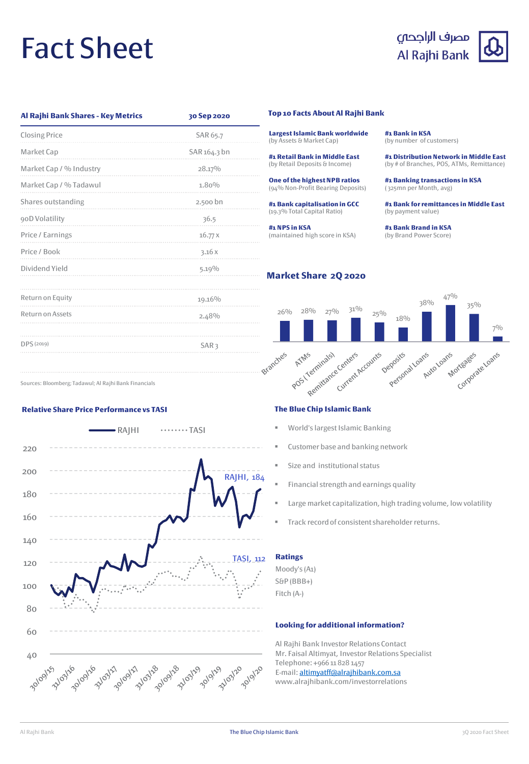# Fact Sheet

مصرف الراجحي
Al Rajhi Bank

| Al Rajhi Bank Shares - Key Metrics | 30 Sep 2020 |
|---|---|
| Closing Price | SAR 65.7 |
| Market Cap | SAR 164.3 bn |
| Market Cap / % Industry | 28.17% |
| Market Cap / % Tadawul | 1.80% |
| Shares outstanding | 2.500 bn |
| 90D Volatility | 36.5 |
| Price / Earnings | 16.77 x |
| Price / Book | 3.16 x |
| Dividend Yield | 5.19% |
| Return on Equity | 19.16% |
| Return on Assets | 2.48% |
| DPS (2019) | SAR 3 |

Sources: Bloomberg; Tadawul; Al Rajhi Bank Financials

## Top 10 Facts About Al Rajhi Bank

**Largest Islamic Bank worldwide**
(by Assets & Market Cap)

**#1 Bank in KSA**
(by number of customers)

**#1 Retail Bank in Middle East**
(by Retail Deposits & Income)

**#1 Distribution Network in Middle East**
(by # of Branches, POS, ATMs, Remittance)

**One of the highest NPB ratios**
(94% Non-Profit Bearing Deposits)

**#1 Banking transactions in KSA**
(325mn per Month, avg)

**#1 Bank capitalisation in GCC**
(19.3% Total Capital Ratio)

**#1 Bank for remittances in Middle East**
(by payment value)

**#1 NPS in KSA**
(maintained high score in KSA)

**#1 Bank Brand in KSA**
(by Brand Power Score)

## Market Share 2Q 2020

26% 28% 27% 31% 25% 18% 38% 47% 35% 7%

Branches, ATMs, POS (Terminals), Remittance Centers, Current Accounts, Deposits, Personal Loans, Auto Loans, Mortgages, Corporate Loans

## Relative Share Price Performance vs TASI

RAJHI TASI

220 200 180 160 140 120 100 80 60 40

RAJHI, 184

TASI, 112

30/09/15 31/03/16 30/09/16 31/03/17 30/09/17 31/03/18 30/09/18 31/03/19 30/9/19 31/03/20 30/9/20

## The Blue Chip Islamic Bank

- World's largest Islamic Banking
- Customer base and banking network
- Size and institutional status
- Financial strength and earnings quality
- Large market capitalization, high trading volume, low volatility
- Track record of consistent shareholder returns.

## Ratings

Moody's (A1)
S&P (BBB+)
Fitch (A-)

## Looking for additional information?

Al Rajhi Bank Investor Relations Contact
Mr. Faisal Altimyat, Investor Relations Specialist
Telephone: +966 11 828 1457
E-mail: altimyatff@alrajhibank.com.sa
www.alrajhibank.com/investorrelations